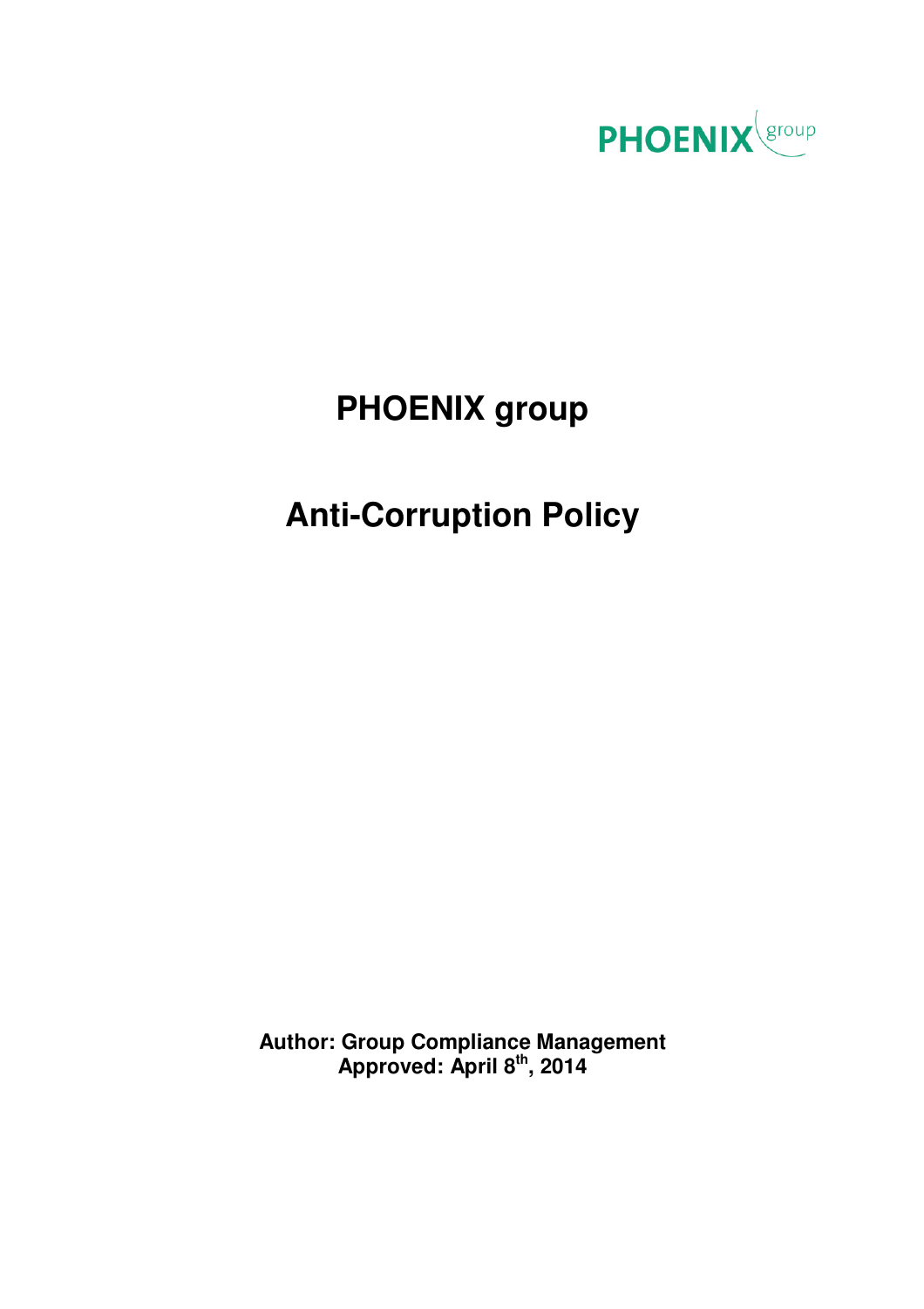PHOENIX group

# PHOENIX group

# Anti-Corruption Policy

**Author: Group Compliance Management**
**Approved: April 8th, 2014**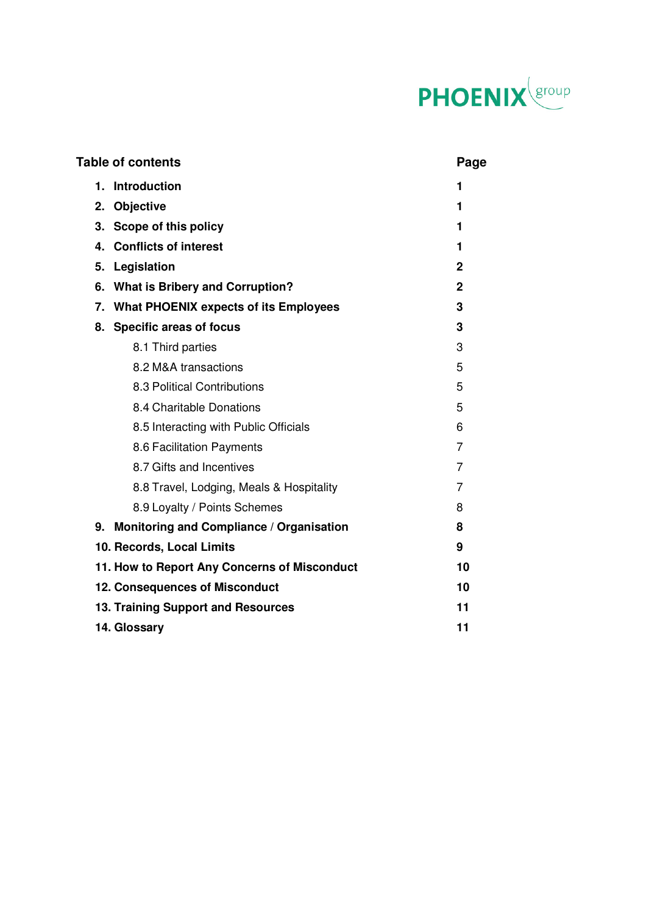PHOENIX group

| Table of contents | Page |
|---|---|
| **1. Introduction** | **1** |
| **2. Objective** | **1** |
| **3. Scope of this policy** | **1** |
| **4. Conflicts of interest** | **1** |
| **5. Legislation** | **2** |
| **6. What is Bribery and Corruption?** | **2** |
| **7. What PHOENIX expects of its Employees** | **3** |
| **8. Specific areas of focus** | **3** |
| 8.1 Third parties | 3 |
| 8.2 M&A transactions | 5 |
| 8.3 Political Contributions | 5 |
| 8.4 Charitable Donations | 5 |
| 8.5 Interacting with Public Officials | 6 |
| 8.6 Facilitation Payments | 7 |
| 8.7 Gifts and Incentives | 7 |
| 8.8 Travel, Lodging, Meals & Hospitality | 7 |
| 8.9 Loyalty / Points Schemes | 8 |
| **9. Monitoring and Compliance / Organisation** | **8** |
| **10. Records, Local Limits** | **9** |
| **11. How to Report Any Concerns of Misconduct** | **10** |
| **12. Consequences of Misconduct** | **10** |
| **13. Training Support and Resources** | **11** |
| **14. Glossary** | **11** |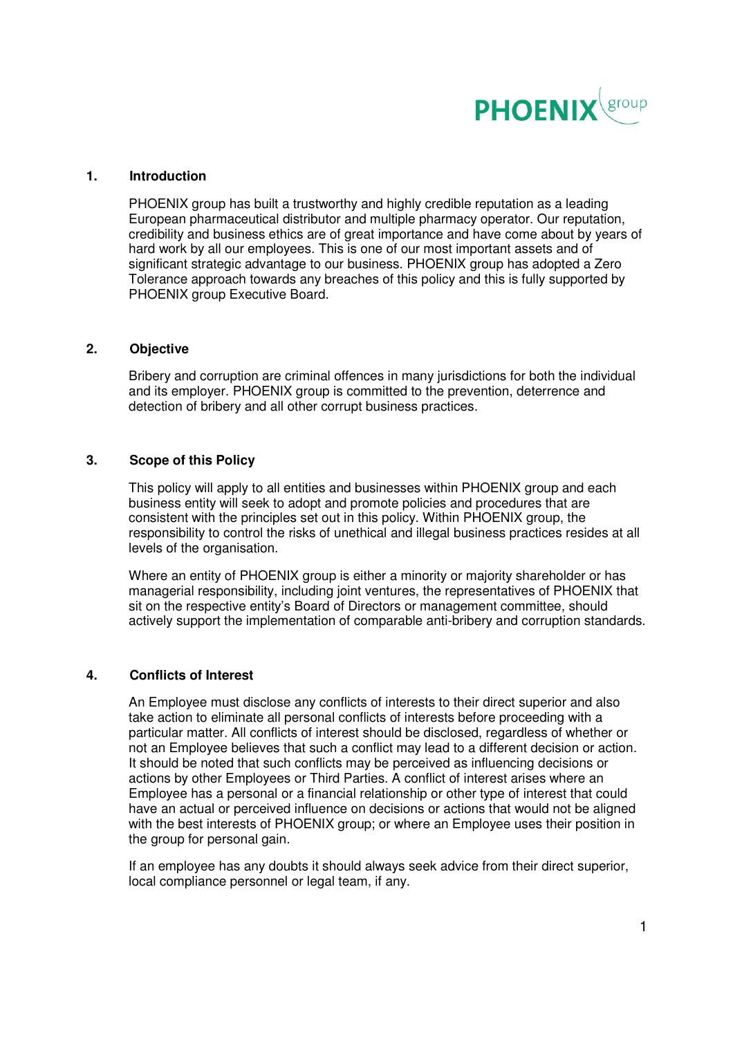## 1. Introduction

PHOENIX group has built a trustworthy and highly credible reputation as a leading European pharmaceutical distributor and multiple pharmacy operator. Our reputation, credibility and business ethics are of great importance and have come about by years of hard work by all our employees. This is one of our most important assets and of significant strategic advantage to our business. PHOENIX group has adopted a Zero Tolerance approach towards any breaches of this policy and this is fully supported by PHOENIX group Executive Board.

## 2. Objective

Bribery and corruption are criminal offences in many jurisdictions for both the individual and its employer. PHOENIX group is committed to the prevention, deterrence and detection of bribery and all other corrupt business practices.

## 3. Scope of this Policy

This policy will apply to all entities and businesses within PHOENIX group and each business entity will seek to adopt and promote policies and procedures that are consistent with the principles set out in this policy. Within PHOENIX group, the responsibility to control the risks of unethical and illegal business practices resides at all levels of the organisation.

Where an entity of PHOENIX group is either a minority or majority shareholder or has managerial responsibility, including joint ventures, the representatives of PHOENIX that sit on the respective entity's Board of Directors or management committee, should actively support the implementation of comparable anti-bribery and corruption standards.

## 4. Conflicts of Interest

An Employee must disclose any conflicts of interests to their direct superior and also take action to eliminate all personal conflicts of interests before proceeding with a particular matter. All conflicts of interest should be disclosed, regardless of whether or not an Employee believes that such a conflict may lead to a different decision or action. It should be noted that such conflicts may be perceived as influencing decisions or actions by other Employees or Third Parties. A conflict of interest arises where an Employee has a personal or a financial relationship or other type of interest that could have an actual or perceived influence on decisions or actions that would not be aligned with the best interests of PHOENIX group; or where an Employee uses their position in the group for personal gain.

If an employee has any doubts it should always seek advice from their direct superior, local compliance personnel or legal team, if any.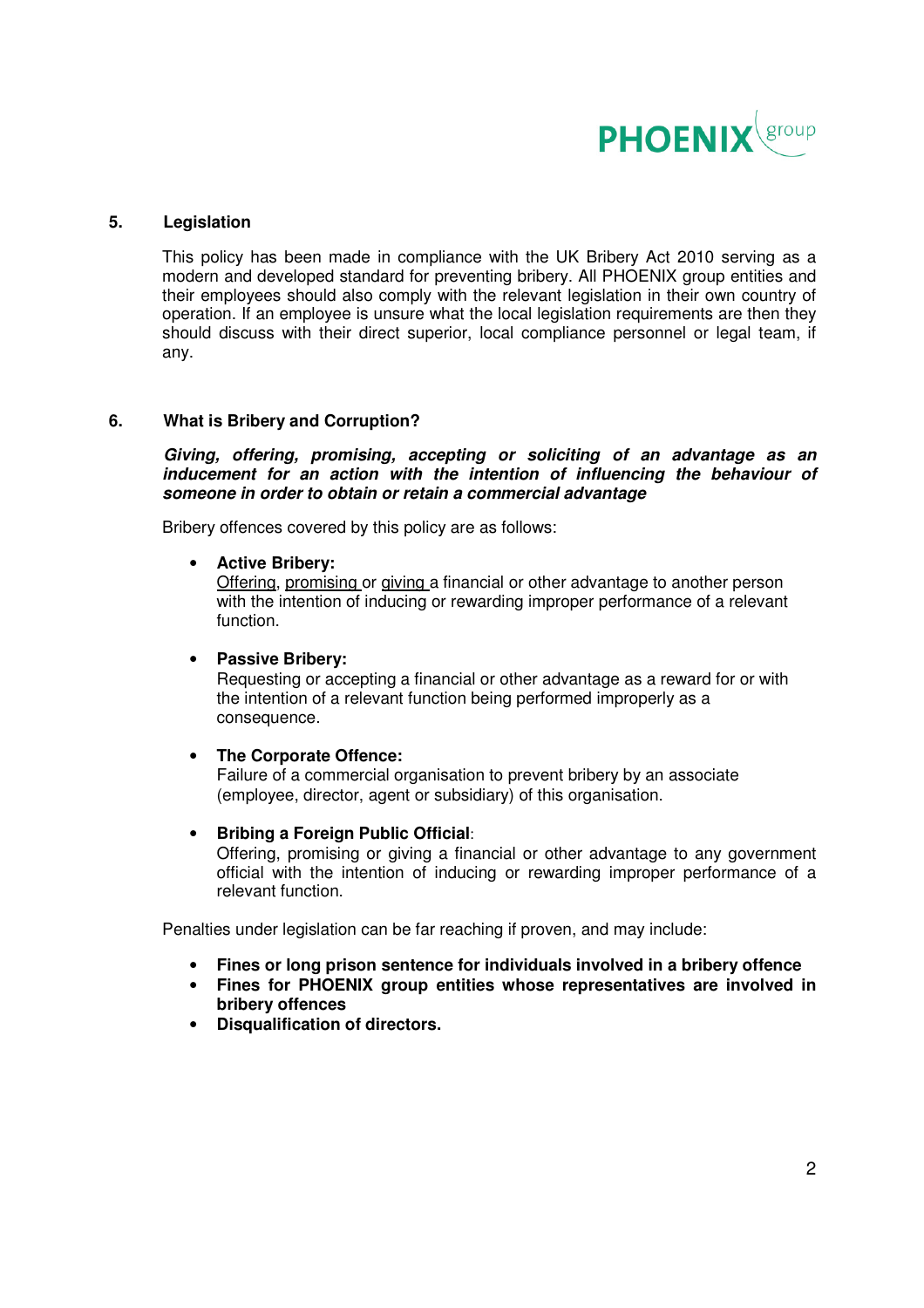## 5. Legislation

This policy has been made in compliance with the UK Bribery Act 2010 serving as a modern and developed standard for preventing bribery. All PHOENIX group entities and their employees should also comply with the relevant legislation in their own country of operation. If an employee is unsure what the local legislation requirements are then they should discuss with their direct superior, local compliance personnel or legal team, if any.

## 6. What is Bribery and Corruption?

***Giving, offering, promising, accepting or soliciting of an advantage as an inducement for an action with the intention of influencing the behaviour of someone in order to obtain or retain a commercial advantage***

Bribery offences covered by this policy are as follows:

- **Active Bribery:**
  Offering, promising or giving a financial or other advantage to another person with the intention of inducing or rewarding improper performance of a relevant function.

- **Passive Bribery:**
  Requesting or accepting a financial or other advantage as a reward for or with the intention of a relevant function being performed improperly as a consequence.

- **The Corporate Offence:**
  Failure of a commercial organisation to prevent bribery by an associate (employee, director, agent or subsidiary) of this organisation.

- **Bribing a Foreign Public Official**:
  Offering, promising or giving a financial or other advantage to any government official with the intention of inducing or rewarding improper performance of a relevant function.

Penalties under legislation can be far reaching if proven, and may include:

- **Fines or long prison sentence for individuals involved in a bribery offence**
- **Fines for PHOENIX group entities whose representatives are involved in bribery offences**
- **Disqualification of directors.**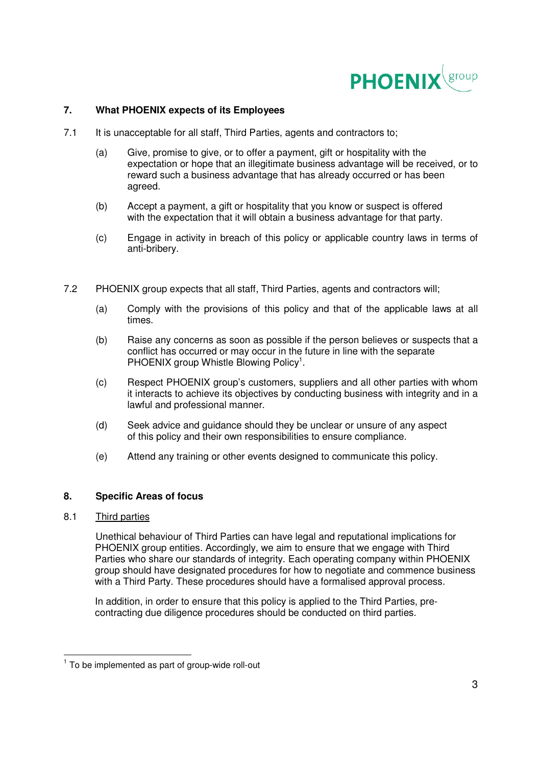## 7. What PHOENIX expects of its Employees

7.1 It is unacceptable for all staff, Third Parties, agents and contractors to;

(a) Give, promise to give, or to offer a payment, gift or hospitality with the expectation or hope that an illegitimate business advantage will be received, or to reward such a business advantage that has already occurred or has been agreed.

(b) Accept a payment, a gift or hospitality that you know or suspect is offered with the expectation that it will obtain a business advantage for that party.

(c) Engage in activity in breach of this policy or applicable country laws in terms of anti-bribery.

7.2 PHOENIX group expects that all staff, Third Parties, agents and contractors will;

(a) Comply with the provisions of this policy and that of the applicable laws at all times.

(b) Raise any concerns as soon as possible if the person believes or suspects that a conflict has occurred or may occur in the future in line with the separate PHOENIX group Whistle Blowing Policy[1].

(c) Respect PHOENIX group's customers, suppliers and all other parties with whom it interacts to achieve its objectives by conducting business with integrity and in a lawful and professional manner.

(d) Seek advice and guidance should they be unclear or unsure of any aspect of this policy and their own responsibilities to ensure compliance.

(e) Attend any training or other events designed to communicate this policy.

## 8. Specific Areas of focus

8.1 Third parties

Unethical behaviour of Third Parties can have legal and reputational implications for PHOENIX group entities. Accordingly, we aim to ensure that we engage with Third Parties who share our standards of integrity. Each operating company within PHOENIX group should have designated procedures for how to negotiate and commence business with a Third Party. These procedures should have a formalised approval process.

In addition, in order to ensure that this policy is applied to the Third Parties, pre-contracting due diligence procedures should be conducted on third parties.

[1] To be implemented as part of group-wide roll-out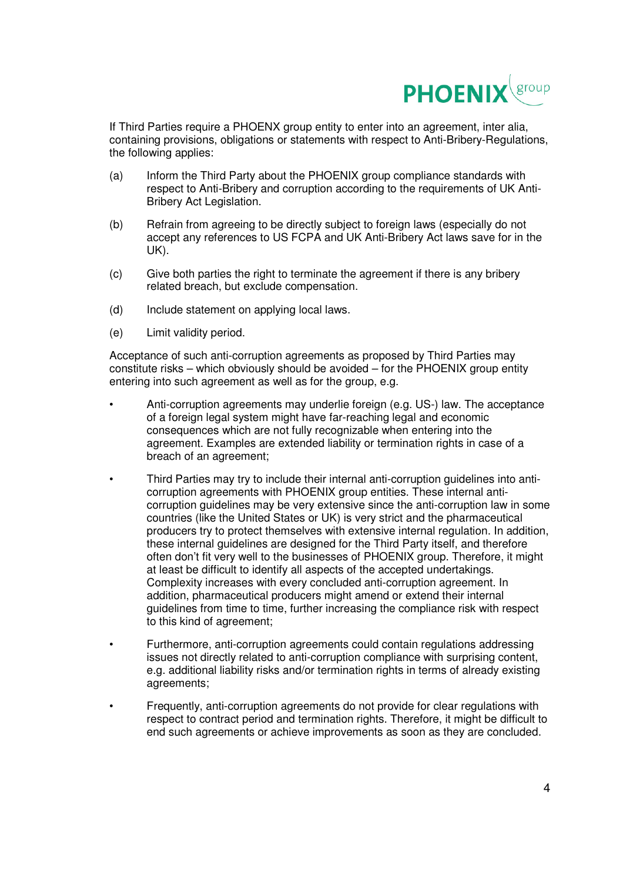If Third Parties require a PHOENX group entity to enter into an agreement, inter alia, containing provisions, obligations or statements with respect to Anti-Bribery-Regulations, the following applies:

(a) Inform the Third Party about the PHOENIX group compliance standards with respect to Anti-Bribery and corruption according to the requirements of UK Anti-Bribery Act Legislation.

(b) Refrain from agreeing to be directly subject to foreign laws (especially do not accept any references to US FCPA and UK Anti-Bribery Act laws save for in the UK).

(c) Give both parties the right to terminate the agreement if there is any bribery related breach, but exclude compensation.

(d) Include statement on applying local laws.

(e) Limit validity period.

Acceptance of such anti-corruption agreements as proposed by Third Parties may constitute risks – which obviously should be avoided – for the PHOENIX group entity entering into such agreement as well as for the group, e.g.

- Anti-corruption agreements may underlie foreign (e.g. US-) law. The acceptance of a foreign legal system might have far-reaching legal and economic consequences which are not fully recognizable when entering into the agreement. Examples are extended liability or termination rights in case of a breach of an agreement;
- Third Parties may try to include their internal anti-corruption guidelines into anti-corruption agreements with PHOENIX group entities. These internal anti-corruption guidelines may be very extensive since the anti-corruption law in some countries (like the United States or UK) is very strict and the pharmaceutical producers try to protect themselves with extensive internal regulation. In addition, these internal guidelines are designed for the Third Party itself, and therefore often don't fit very well to the businesses of PHOENIX group. Therefore, it might at least be difficult to identify all aspects of the accepted undertakings. Complexity increases with every concluded anti-corruption agreement. In addition, pharmaceutical producers might amend or extend their internal guidelines from time to time, further increasing the compliance risk with respect to this kind of agreement;
- Furthermore, anti-corruption agreements could contain regulations addressing issues not directly related to anti-corruption compliance with surprising content, e.g. additional liability risks and/or termination rights in terms of already existing agreements;
- Frequently, anti-corruption agreements do not provide for clear regulations with respect to contract period and termination rights. Therefore, it might be difficult to end such agreements or achieve improvements as soon as they are concluded.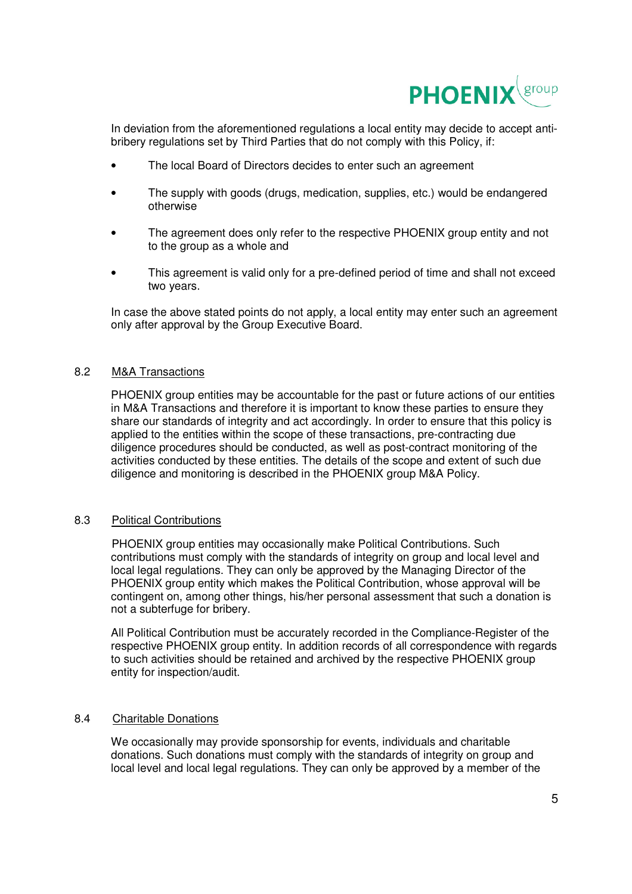In deviation from the aforementioned regulations a local entity may decide to accept anti-bribery regulations set by Third Parties that do not comply with this Policy, if:

- The local Board of Directors decides to enter such an agreement
- The supply with goods (drugs, medication, supplies, etc.) would be endangered otherwise
- The agreement does only refer to the respective PHOENIX group entity and not to the group as a whole and
- This agreement is valid only for a pre-defined period of time and shall not exceed two years.

In case the above stated points do not apply, a local entity may enter such an agreement only after approval by the Group Executive Board.

### 8.2 M&A Transactions

PHOENIX group entities may be accountable for the past or future actions of our entities in M&A Transactions and therefore it is important to know these parties to ensure they share our standards of integrity and act accordingly. In order to ensure that this policy is applied to the entities within the scope of these transactions, pre-contracting due diligence procedures should be conducted, as well as post-contract monitoring of the activities conducted by these entities. The details of the scope and extent of such due diligence and monitoring is described in the PHOENIX group M&A Policy.

### 8.3 Political Contributions

PHOENIX group entities may occasionally make Political Contributions. Such contributions must comply with the standards of integrity on group and local level and local legal regulations. They can only be approved by the Managing Director of the PHOENIX group entity which makes the Political Contribution, whose approval will be contingent on, among other things, his/her personal assessment that such a donation is not a subterfuge for bribery.

All Political Contribution must be accurately recorded in the Compliance-Register of the respective PHOENIX group entity. In addition records of all correspondence with regards to such activities should be retained and archived by the respective PHOENIX group entity for inspection/audit.

### 8.4 Charitable Donations

We occasionally may provide sponsorship for events, individuals and charitable donations. Such donations must comply with the standards of integrity on group and local level and local legal regulations. They can only be approved by a member of the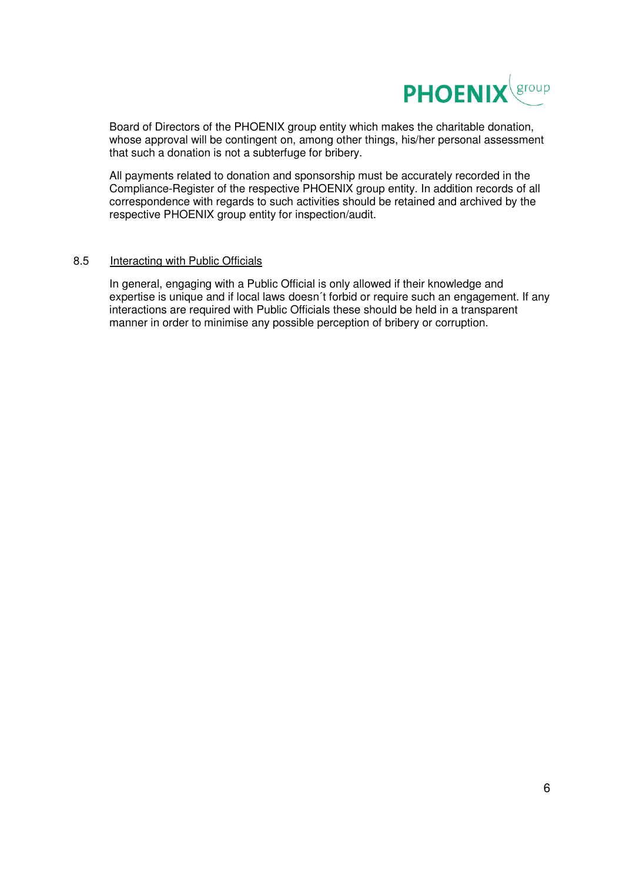Board of Directors of the PHOENIX group entity which makes the charitable donation, whose approval will be contingent on, among other things, his/her personal assessment that such a donation is not a subterfuge for bribery.

All payments related to donation and sponsorship must be accurately recorded in the Compliance-Register of the respective PHOENIX group entity. In addition records of all correspondence with regards to such activities should be retained and archived by the respective PHOENIX group entity for inspection/audit.

### 8.5 Interacting with Public Officials

In general, engaging with a Public Official is only allowed if their knowledge and expertise is unique and if local laws doesn´t forbid or require such an engagement. If any interactions are required with Public Officials these should be held in a transparent manner in order to minimise any possible perception of bribery or corruption.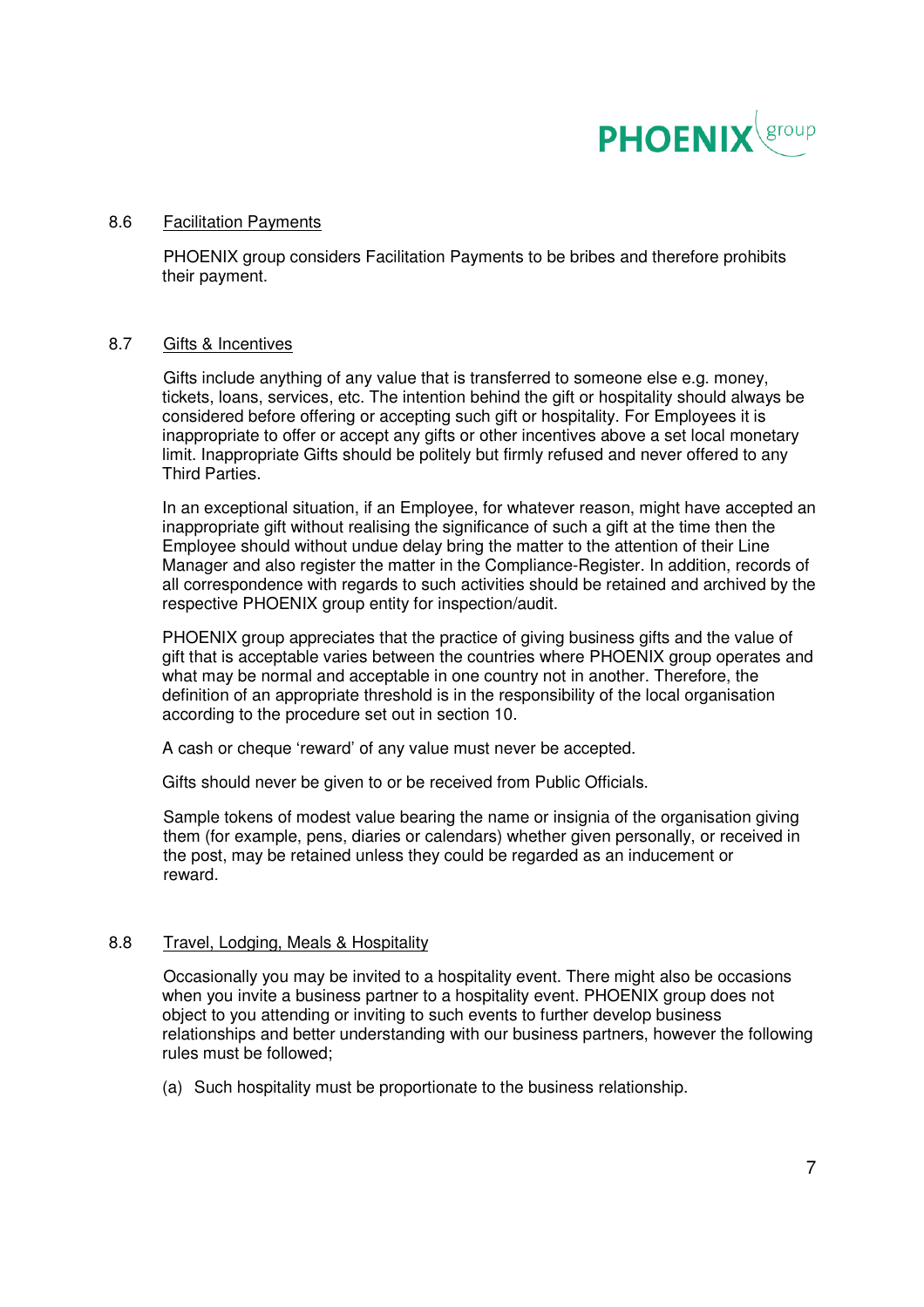### 8.6 Facilitation Payments

PHOENIX group considers Facilitation Payments to be bribes and therefore prohibits their payment.

### 8.7 Gifts & Incentives

Gifts include anything of any value that is transferred to someone else e.g. money, tickets, loans, services, etc. The intention behind the gift or hospitality should always be considered before offering or accepting such gift or hospitality. For Employees it is inappropriate to offer or accept any gifts or other incentives above a set local monetary limit. Inappropriate Gifts should be politely but firmly refused and never offered to any Third Parties.

In an exceptional situation, if an Employee, for whatever reason, might have accepted an inappropriate gift without realising the significance of such a gift at the time then the Employee should without undue delay bring the matter to the attention of their Line Manager and also register the matter in the Compliance-Register. In addition, records of all correspondence with regards to such activities should be retained and archived by the respective PHOENIX group entity for inspection/audit.

PHOENIX group appreciates that the practice of giving business gifts and the value of gift that is acceptable varies between the countries where PHOENIX group operates and what may be normal and acceptable in one country not in another. Therefore, the definition of an appropriate threshold is in the responsibility of the local organisation according to the procedure set out in section 10.

A cash or cheque 'reward' of any value must never be accepted.

Gifts should never be given to or be received from Public Officials.

Sample tokens of modest value bearing the name or insignia of the organisation giving them (for example, pens, diaries or calendars) whether given personally, or received in the post, may be retained unless they could be regarded as an inducement or reward.

### 8.8 Travel, Lodging, Meals & Hospitality

Occasionally you may be invited to a hospitality event. There might also be occasions when you invite a business partner to a hospitality event. PHOENIX group does not object to you attending or inviting to such events to further develop business relationships and better understanding with our business partners, however the following rules must be followed;

(a) Such hospitality must be proportionate to the business relationship.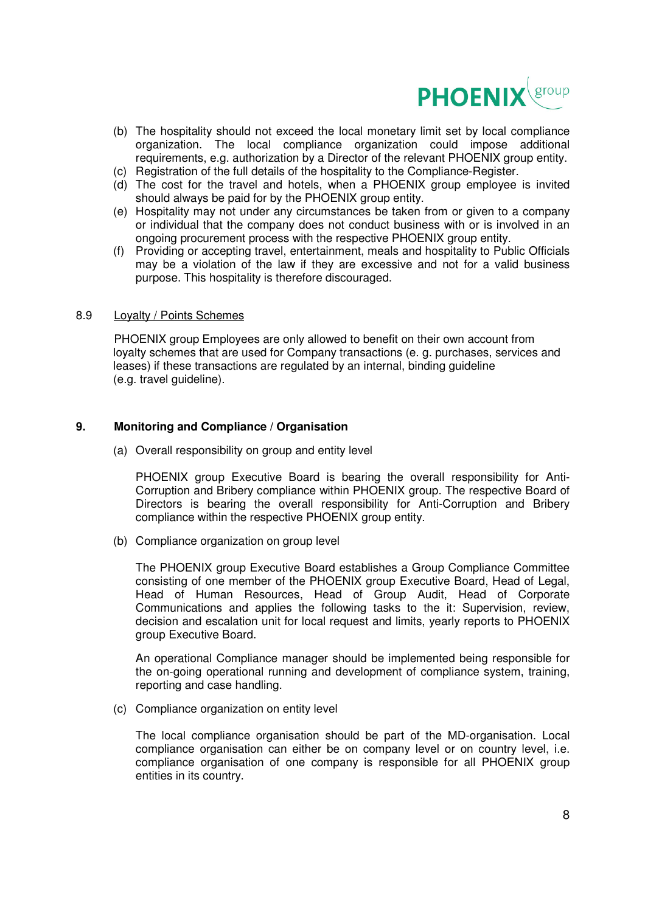(b) The hospitality should not exceed the local monetary limit set by local compliance organization. The local compliance organization could impose additional requirements, e.g. authorization by a Director of the relevant PHOENIX group entity.
(c) Registration of the full details of the hospitality to the Compliance-Register.
(d) The cost for the travel and hotels, when a PHOENIX group employee is invited should always be paid for by the PHOENIX group entity.
(e) Hospitality may not under any circumstances be taken from or given to a company or individual that the company does not conduct business with or is involved in an ongoing procurement process with the respective PHOENIX group entity.
(f) Providing or accepting travel, entertainment, meals and hospitality to Public Officials may be a violation of the law if they are excessive and not for a valid business purpose. This hospitality is therefore discouraged.

8.9 Loyalty / Points Schemes

PHOENIX group Employees are only allowed to benefit on their own account from loyalty schemes that are used for Company transactions (e. g. purchases, services and leases) if these transactions are regulated by an internal, binding guideline (e.g. travel guideline).

## 9. Monitoring and Compliance / Organisation

(a) Overall responsibility on group and entity level

PHOENIX group Executive Board is bearing the overall responsibility for Anti-Corruption and Bribery compliance within PHOENIX group. The respective Board of Directors is bearing the overall responsibility for Anti-Corruption and Bribery compliance within the respective PHOENIX group entity.

(b) Compliance organization on group level

The PHOENIX group Executive Board establishes a Group Compliance Committee consisting of one member of the PHOENIX group Executive Board, Head of Legal, Head of Human Resources, Head of Group Audit, Head of Corporate Communications and applies the following tasks to the it: Supervision, review, decision and escalation unit for local request and limits, yearly reports to PHOENIX group Executive Board.

An operational Compliance manager should be implemented being responsible for the on-going operational running and development of compliance system, training, reporting and case handling.

(c) Compliance organization on entity level

The local compliance organisation should be part of the MD-organisation. Local compliance organisation can either be on company level or on country level, i.e. compliance organisation of one company is responsible for all PHOENIX group entities in its country.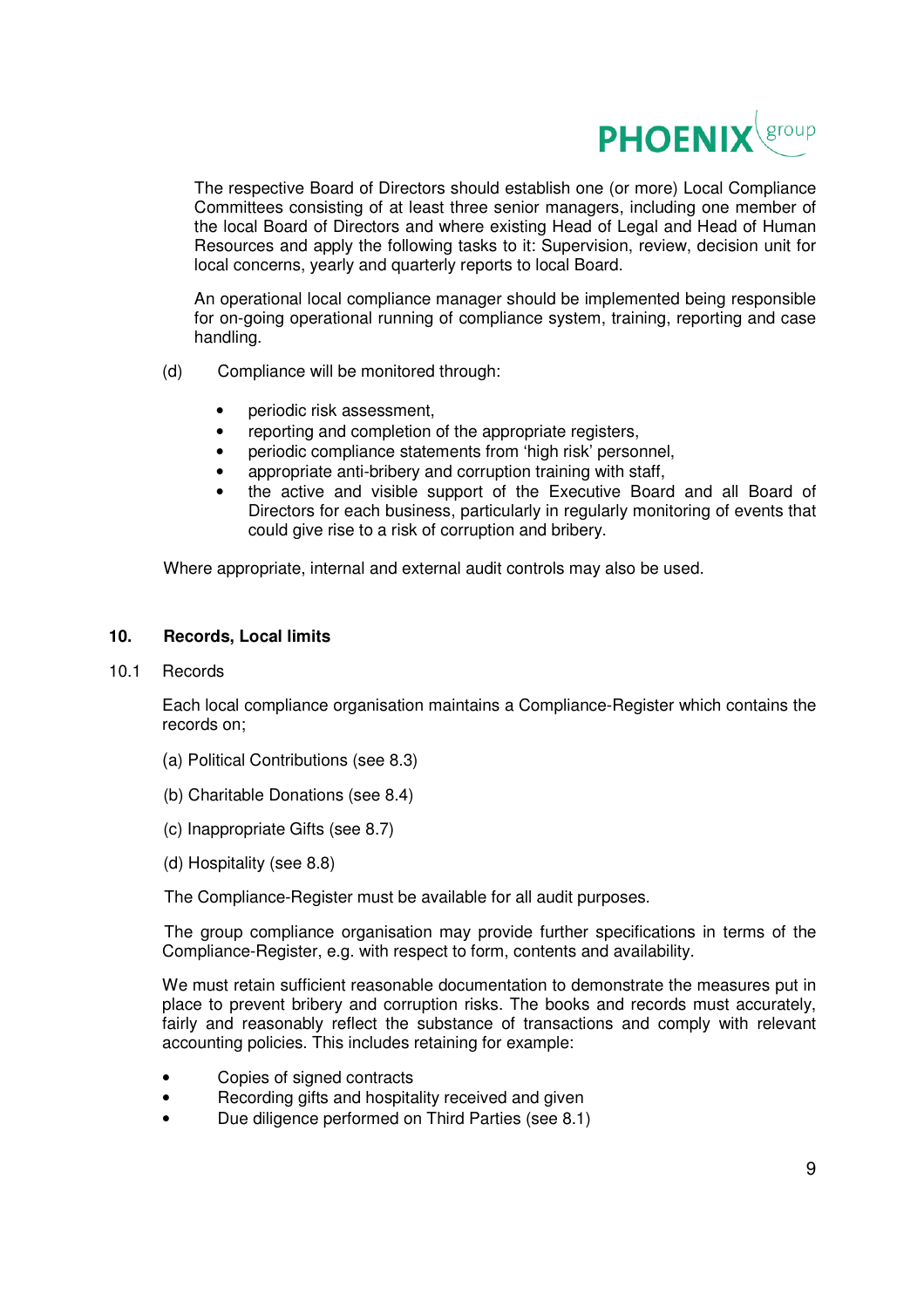The respective Board of Directors should establish one (or more) Local Compliance Committees consisting of at least three senior managers, including one member of the local Board of Directors and where existing Head of Legal and Head of Human Resources and apply the following tasks to it: Supervision, review, decision unit for local concerns, yearly and quarterly reports to local Board.

An operational local compliance manager should be implemented being responsible for on-going operational running of compliance system, training, reporting and case handling.

(d) Compliance will be monitored through:

- periodic risk assessment,
- reporting and completion of the appropriate registers,
- periodic compliance statements from 'high risk' personnel,
- appropriate anti-bribery and corruption training with staff,
- the active and visible support of the Executive Board and all Board of Directors for each business, particularly in regularly monitoring of events that could give rise to a risk of corruption and bribery.

Where appropriate, internal and external audit controls may also be used.

## 10. Records, Local limits

10.1 Records

Each local compliance organisation maintains a Compliance-Register which contains the records on;

(a) Political Contributions (see 8.3)

(b) Charitable Donations (see 8.4)

(c) Inappropriate Gifts (see 8.7)

(d) Hospitality (see 8.8)

The Compliance-Register must be available for all audit purposes.

The group compliance organisation may provide further specifications in terms of the Compliance-Register, e.g. with respect to form, contents and availability.

We must retain sufficient reasonable documentation to demonstrate the measures put in place to prevent bribery and corruption risks. The books and records must accurately, fairly and reasonably reflect the substance of transactions and comply with relevant accounting policies. This includes retaining for example:

- Copies of signed contracts
- Recording gifts and hospitality received and given
- Due diligence performed on Third Parties (see 8.1)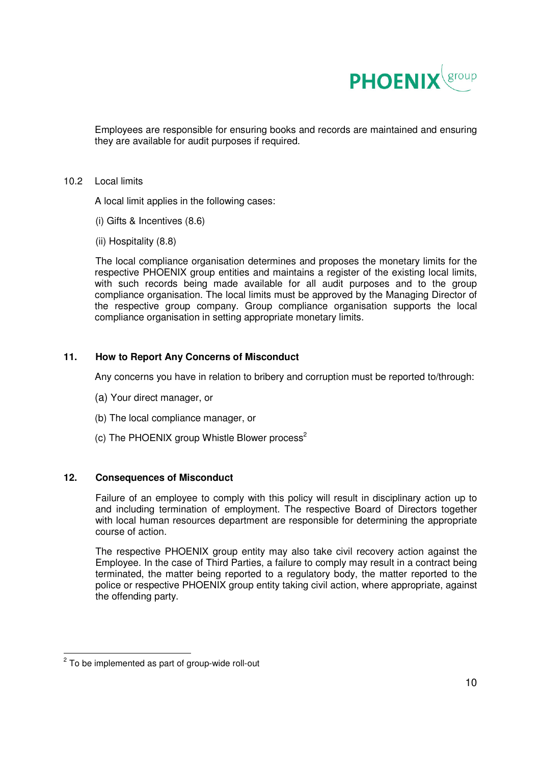Employees are responsible for ensuring books and records are maintained and ensuring they are available for audit purposes if required.

10.2 Local limits

A local limit applies in the following cases:

(i) Gifts & Incentives (8.6)

(ii) Hospitality (8.8)

The local compliance organisation determines and proposes the monetary limits for the respective PHOENIX group entities and maintains a register of the existing local limits, with such records being made available for all audit purposes and to the group compliance organisation. The local limits must be approved by the Managing Director of the respective group company. Group compliance organisation supports the local compliance organisation in setting appropriate monetary limits.

## 11. How to Report Any Concerns of Misconduct

Any concerns you have in relation to bribery and corruption must be reported to/through:

(a) Your direct manager, or

(b) The local compliance manager, or

(c) The PHOENIX group Whistle Blower process[2]

## 12. Consequences of Misconduct

Failure of an employee to comply with this policy will result in disciplinary action up to and including termination of employment. The respective Board of Directors together with local human resources department are responsible for determining the appropriate course of action.

The respective PHOENIX group entity may also take civil recovery action against the Employee. In the case of Third Parties, a failure to comply may result in a contract being terminated, the matter being reported to a regulatory body, the matter reported to the police or respective PHOENIX group entity taking civil action, where appropriate, against the offending party.

[2] To be implemented as part of group-wide roll-out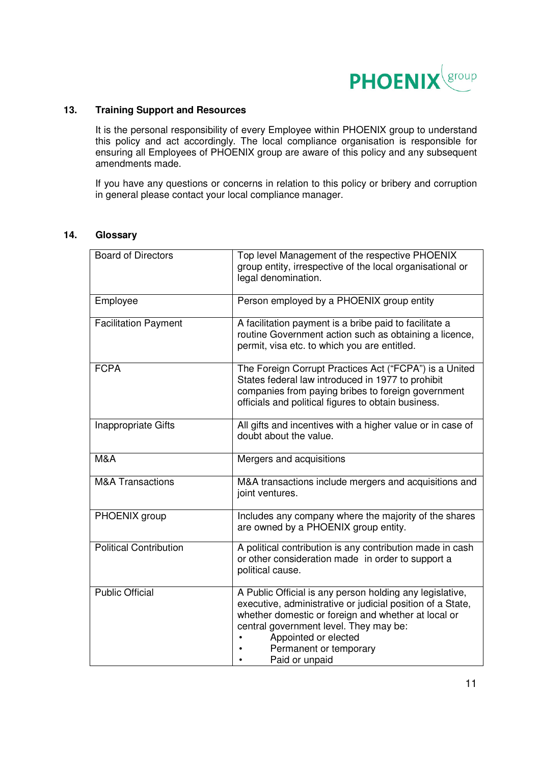## 13. Training Support and Resources

It is the personal responsibility of every Employee within PHOENIX group to understand this policy and act accordingly. The local compliance organisation is responsible for ensuring all Employees of PHOENIX group are aware of this policy and any subsequent amendments made.

If you have any questions or concerns in relation to this policy or bribery and corruption in general please contact your local compliance manager.

## 14. Glossary

| Term | Definition |
|---|---|
| Board of Directors | Top level Management of the respective PHOENIX group entity, irrespective of the local organisational or legal denomination. |
| Employee | Person employed by a PHOENIX group entity |
| Facilitation Payment | A facilitation payment is a bribe paid to facilitate a routine Government action such as obtaining a licence, permit, visa etc. to which you are entitled. |
| FCPA | The Foreign Corrupt Practices Act ("FCPA") is a United States federal law introduced in 1977 to prohibit companies from paying bribes to foreign government officials and political figures to obtain business. |
| Inappropriate Gifts | All gifts and incentives with a higher value or in case of doubt about the value. |
| M&A | Mergers and acquisitions |
| M&A Transactions | M&A transactions include mergers and acquisitions and joint ventures. |
| PHOENIX group | Includes any company where the majority of the shares are owned by a PHOENIX group entity. |
| Political Contribution | A political contribution is any contribution made in cash or other consideration made in order to support a political cause. |
| Public Official | A Public Official is any person holding any legislative, executive, administrative or judicial position of a State, whether domestic or foreign and whether at local or central government level. They may be: • Appointed or elected • Permanent or temporary • Paid or unpaid |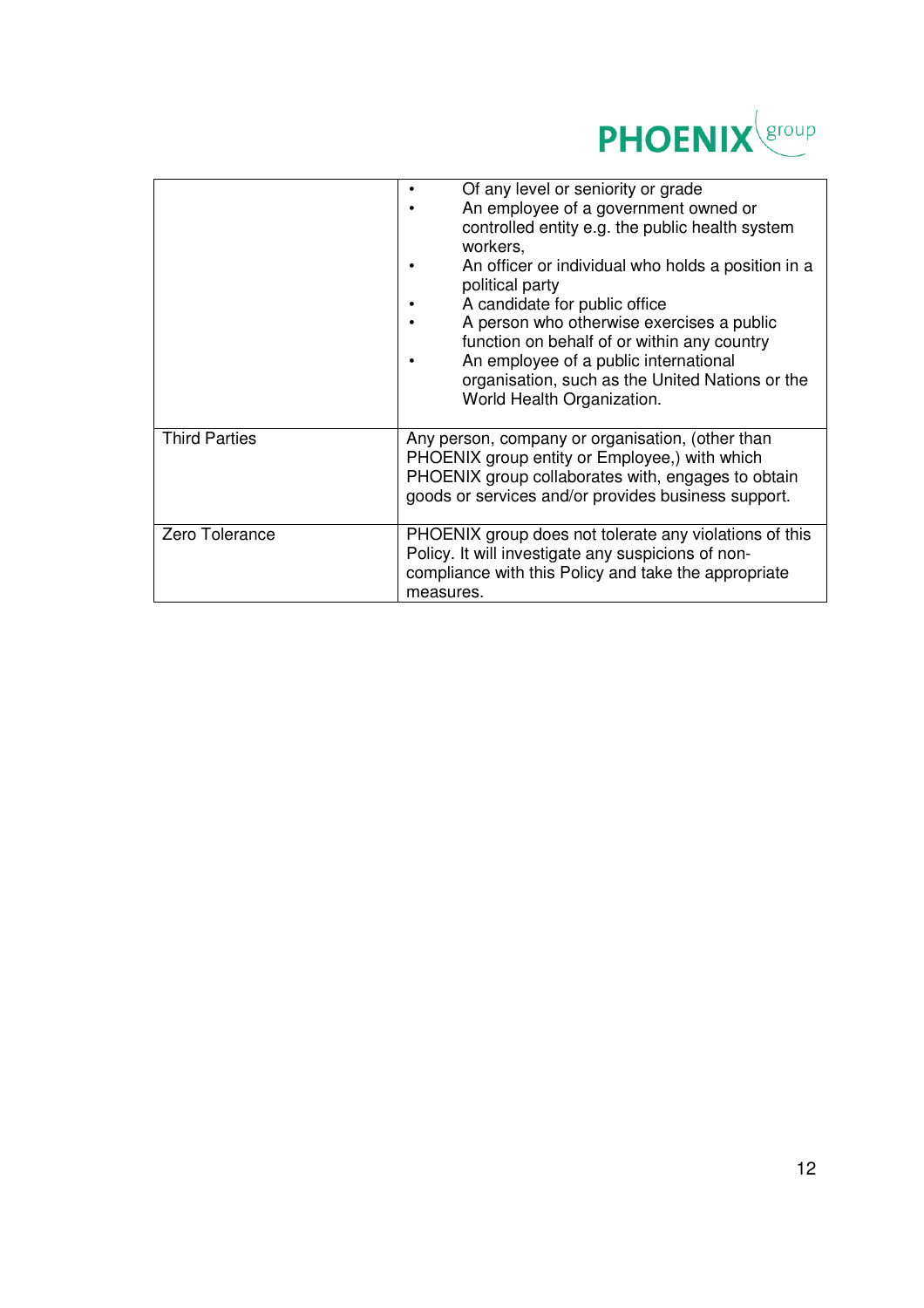| | |
|---|---|
| | • Of any level or seniority or grade<br>• An employee of a government owned or controlled entity e.g. the public health system workers,<br>• An officer or individual who holds a position in a political party<br>• A candidate for public office<br>• A person who otherwise exercises a public function on behalf of or within any country<br>• An employee of a public international organisation, such as the United Nations or the World Health Organization. |
| Third Parties | Any person, company or organisation, (other than PHOENIX group entity or Employee,) with which PHOENIX group collaborates with, engages to obtain goods or services and/or provides business support. |
| Zero Tolerance | PHOENIX group does not tolerate any violations of this Policy. It will investigate any suspicions of non-compliance with this Policy and take the appropriate measures. |